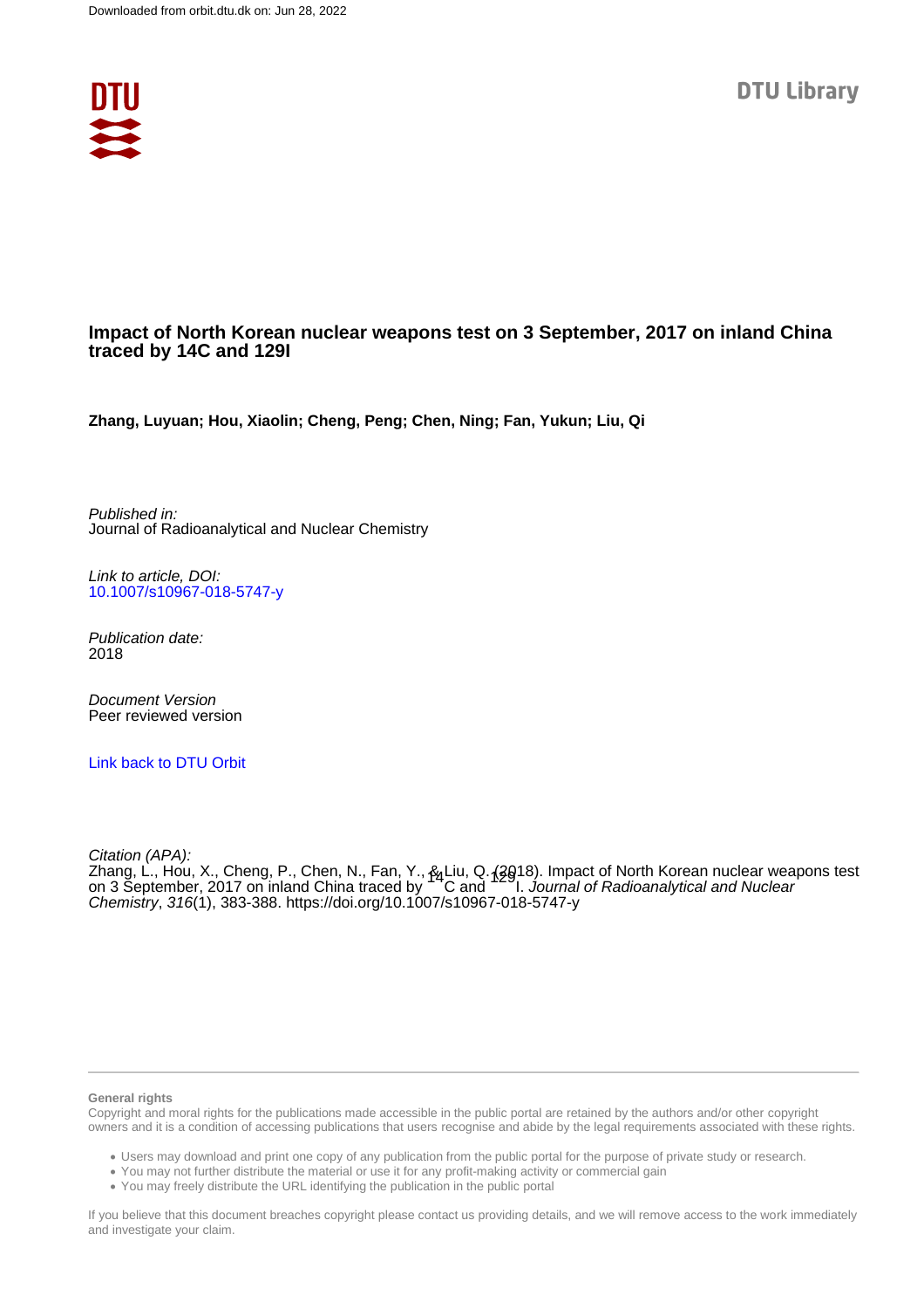Downloaded from orbit.dtu.dk on: Jun 28, 2022

DTU Library

# Impact of North Korean nuclear weapons test on 3 September, 2017 on inland China traced by 14C and 129I

**Zhang, Luyuan; Hou, Xiaolin; Cheng, Peng; Chen, Ning; Fan, Yukun; Liu, Qi**

*Published in:*
Journal of Radioanalytical and Nuclear Chemistry

*Link to article, DOI:*
10.1007/s10967-018-5747-y

*Publication date:*
2018

*Document Version*
Peer reviewed version

Link back to DTU Orbit

*Citation (APA):*
Zhang, L., Hou, X., Cheng, P., Chen, N., Fan, Y., & Liu, Q. (2018). Impact of North Korean nuclear weapons test on 3 September, 2017 on inland China traced by $^{14}$C and $^{129}$I. *Journal of Radioanalytical and Nuclear Chemistry*, *316*(1), 383-388. https://doi.org/10.1007/s10967-018-5747-y

**General rights**

Copyright and moral rights for the publications made accessible in the public portal are retained by the authors and/or other copyright owners and it is a condition of accessing publications that users recognise and abide by the legal requirements associated with these rights.

- Users may download and print one copy of any publication from the public portal for the purpose of private study or research.
- You may not further distribute the material or use it for any profit-making activity or commercial gain
- You may freely distribute the URL identifying the publication in the public portal

If you believe that this document breaches copyright please contact us providing details, and we will remove access to the work immediately and investigate your claim.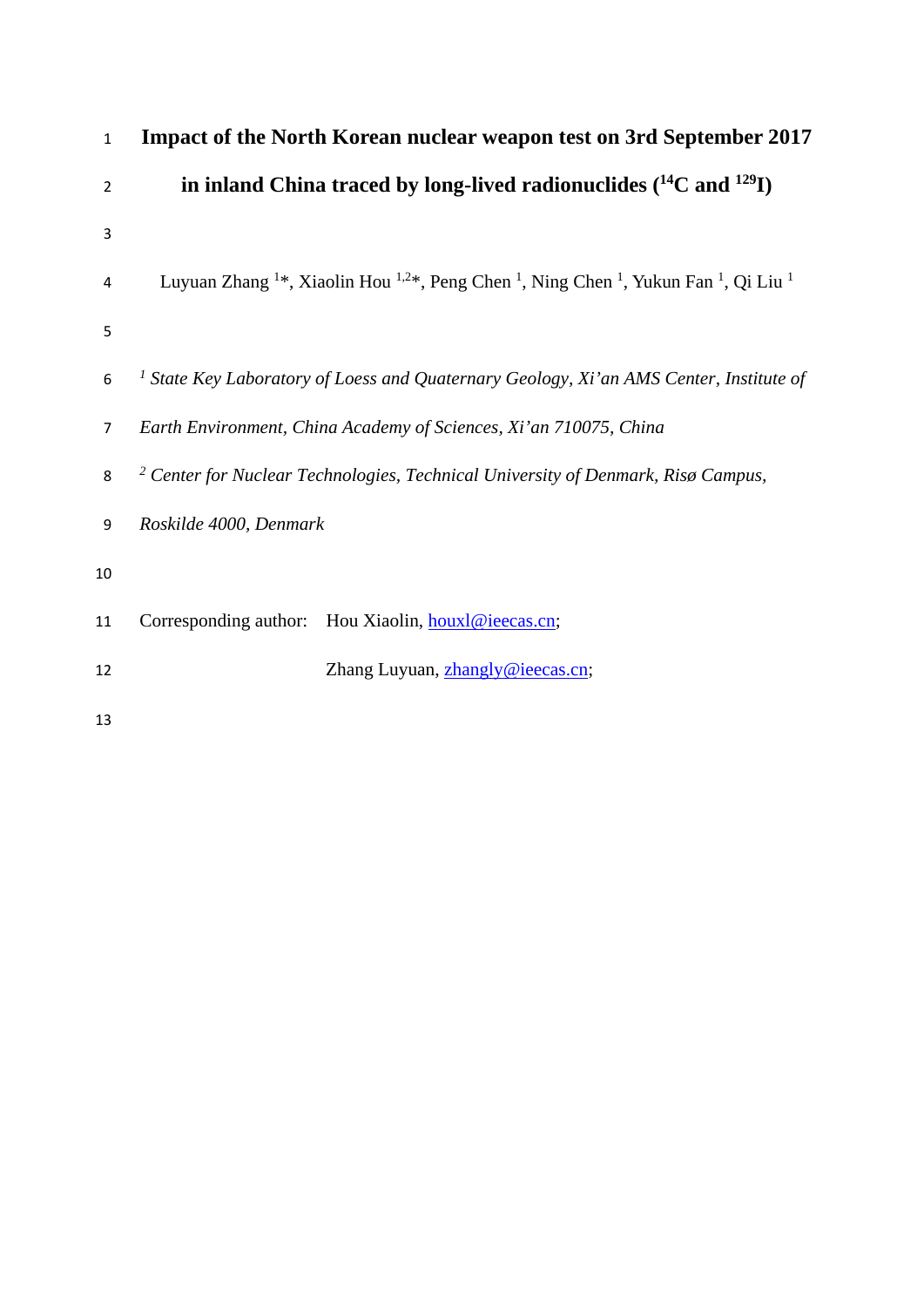# Impact of the North Korean nuclear weapon test on 3rd September 2017 in inland China traced by long-lived radionuclides ($^{14}C$ and $^{129}I$)

Luyuan Zhang [1]*, Xiaolin Hou [1,2]*, Peng Chen [1], Ning Chen [1], Yukun Fan [1], Qi Liu [1]

*[1] State Key Laboratory of Loess and Quaternary Geology, Xi'an AMS Center, Institute of Earth Environment, China Academy of Sciences, Xi'an 710075, China*

*[2] Center for Nuclear Technologies, Technical University of Denmark, Risø Campus, Roskilde 4000, Denmark*

Corresponding author: Hou Xiaolin, houxl@ieecas.cn;

Zhang Luyuan, zhangly@ieecas.cn;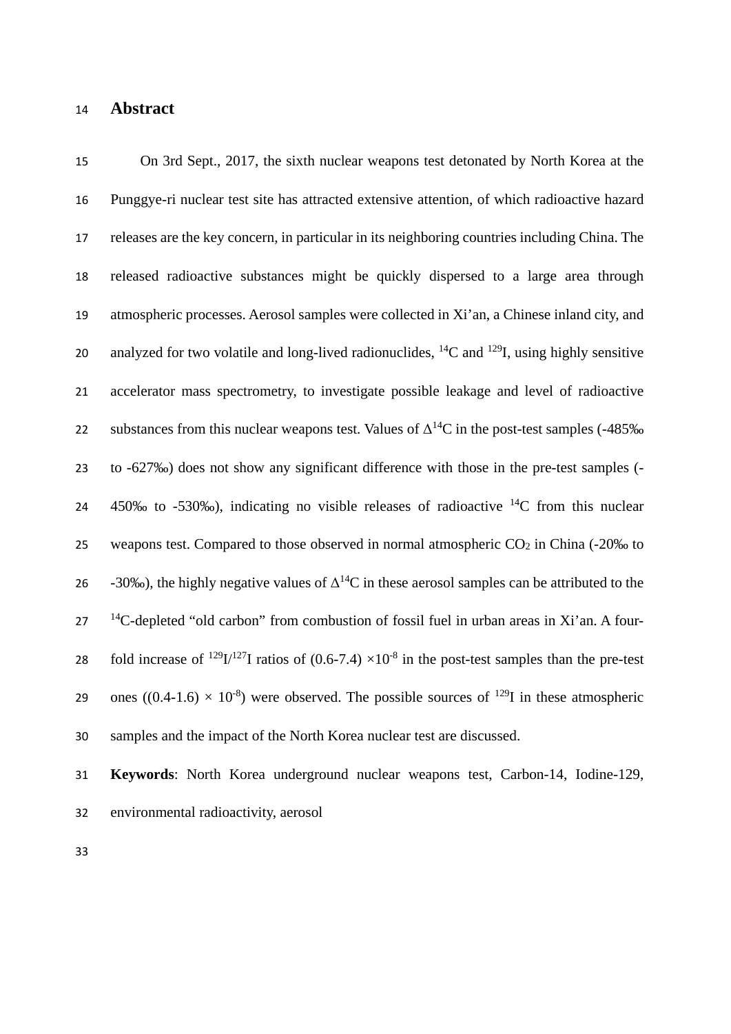# Abstract

On 3rd Sept., 2017, the sixth nuclear weapons test detonated by North Korea at the Punggye-ri nuclear test site has attracted extensive attention, of which radioactive hazard releases are the key concern, in particular in its neighboring countries including China. The released radioactive substances might be quickly dispersed to a large area through atmospheric processes. Aerosol samples were collected in Xi'an, a Chinese inland city, and analyzed for two volatile and long-lived radionuclides, $^{14}C$ and $^{129}I$, using highly sensitive accelerator mass spectrometry, to investigate possible leakage and level of radioactive substances from this nuclear weapons test. Values of $\Delta^{14}C$ in the post-test samples (-485‰ to -627‰) does not show any significant difference with those in the pre-test samples (-450‰ to -530‰), indicating no visible releases of radioactive $^{14}C$ from this nuclear weapons test. Compared to those observed in normal atmospheric $CO_2$ in China (-20‰ to -30‰), the highly negative values of $\Delta^{14}C$ in these aerosol samples can be attributed to the $^{14}C$-depleted "old carbon" from combustion of fossil fuel in urban areas in Xi'an. A four-fold increase of $^{129}I/^{127}I$ ratios of $(0.6\text{-}7.4) \times 10^{-8}$ in the post-test samples than the pre-test ones ($(0.4\text{-}1.6) \times 10^{-8}$) were observed. The possible sources of $^{129}I$ in these atmospheric samples and the impact of the North Korea nuclear test are discussed.

**Keywords**: North Korea underground nuclear weapons test, Carbon-14, Iodine-129, environmental radioactivity, aerosol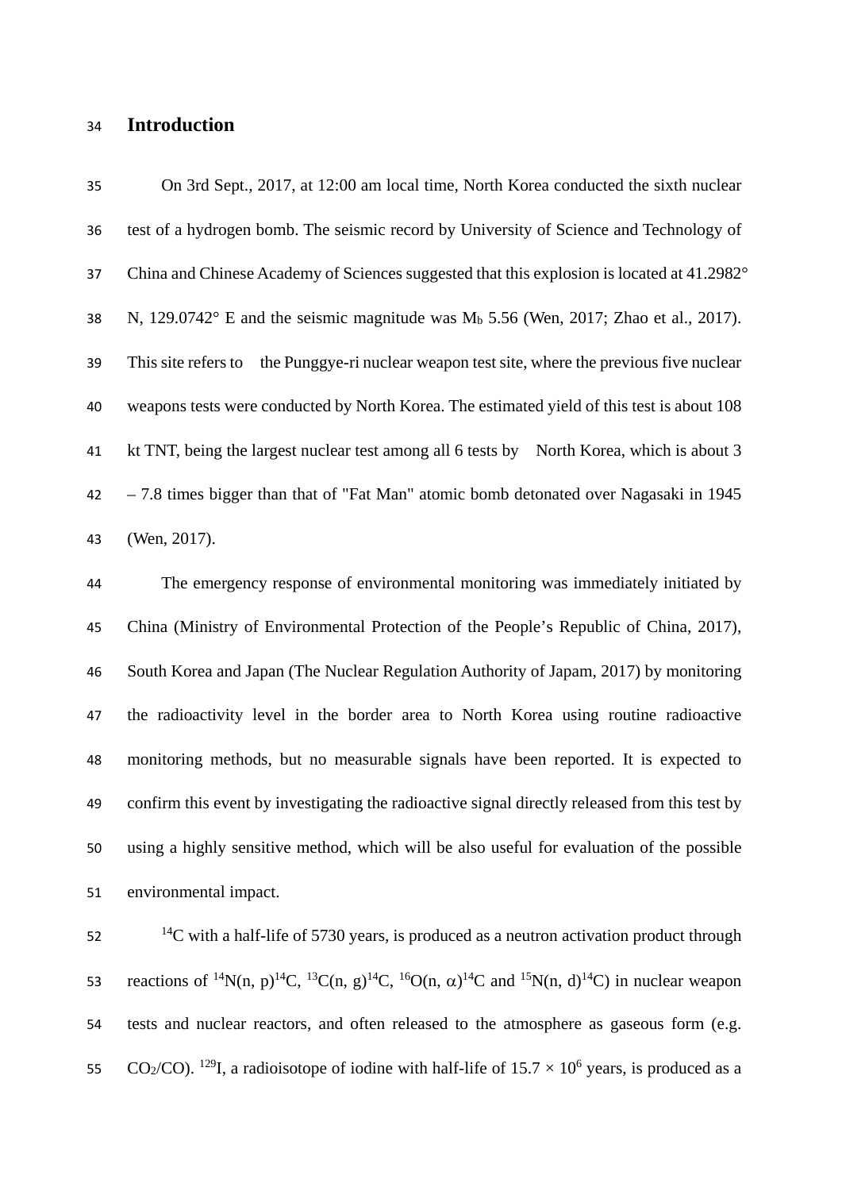## Introduction

On 3rd Sept., 2017, at 12:00 am local time, North Korea conducted the sixth nuclear test of a hydrogen bomb. The seismic record by University of Science and Technology of China and Chinese Academy of Sciences suggested that this explosion is located at 41.2982° N, 129.0742° E and the seismic magnitude was $M_b$ 5.56 (Wen, 2017; Zhao et al., 2017). This site refers to the Punggye-ri nuclear weapon test site, where the previous five nuclear weapons tests were conducted by North Korea. The estimated yield of this test is about 108 kt TNT, being the largest nuclear test among all 6 tests by North Korea, which is about 3 – 7.8 times bigger than that of "Fat Man" atomic bomb detonated over Nagasaki in 1945 (Wen, 2017).

The emergency response of environmental monitoring was immediately initiated by China (Ministry of Environmental Protection of the People's Republic of China, 2017), South Korea and Japan (The Nuclear Regulation Authority of Japam, 2017) by monitoring the radioactivity level in the border area to North Korea using routine radioactive monitoring methods, but no measurable signals have been reported. It is expected to confirm this event by investigating the radioactive signal directly released from this test by using a highly sensitive method, which will be also useful for evaluation of the possible environmental impact.

$^{14}C$ with a half-life of 5730 years, is produced as a neutron activation product through reactions of $^{14}N(n, p)^{14}C$, $^{13}C(n, g)^{14}C$, $^{16}O(n, \alpha)^{14}C$ and $^{15}N(n, d)^{14}C$) in nuclear weapon tests and nuclear reactors, and often released to the atmosphere as gaseous form (e.g. $CO_2$/CO). $^{129}I$, a radioisotope of iodine with half-life of $15.7 \times 10^6$ years, is produced as a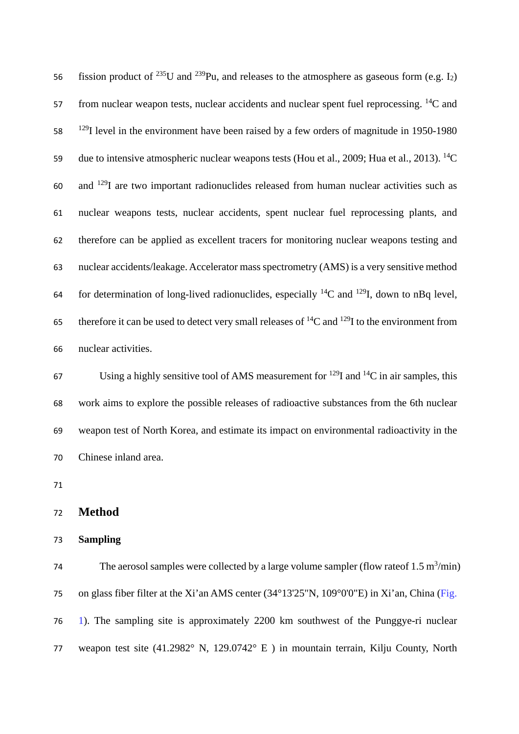fission product of $^{235}U$ and $^{239}Pu$, and releases to the atmosphere as gaseous form (e.g. $I_2$) from nuclear weapon tests, nuclear accidents and nuclear spent fuel reprocessing. $^{14}C$ and $^{129}I$ level in the environment have been raised by a few orders of magnitude in 1950-1980 due to intensive atmospheric nuclear weapons tests (Hou et al., 2009; Hua et al., 2013). $^{14}C$ and $^{129}I$ are two important radionuclides released from human nuclear activities such as nuclear weapons tests, nuclear accidents, spent nuclear fuel reprocessing plants, and therefore can be applied as excellent tracers for monitoring nuclear weapons testing and nuclear accidents/leakage. Accelerator mass spectrometry (AMS) is a very sensitive method for determination of long-lived radionuclides, especially $^{14}C$ and $^{129}I$, down to nBq level, therefore it can be used to detect very small releases of $^{14}C$ and $^{129}I$ to the environment from nuclear activities.

Using a highly sensitive tool of AMS measurement for $^{129}I$ and $^{14}C$ in air samples, this work aims to explore the possible releases of radioactive substances from the 6th nuclear weapon test of North Korea, and estimate its impact on environmental radioactivity in the Chinese inland area.

## Method

### Sampling

The aerosol samples were collected by a large volume sampler (flow rateof 1.5 $m^3$/min) on glass fiber filter at the Xi'an AMS center (34°13'25"N, 109°0'0"E) in Xi'an, China (Fig. 1). The sampling site is approximately 2200 km southwest of the Punggye-ri nuclear weapon test site (41.2982° N, 129.0742° E ) in mountain terrain, Kilju County, North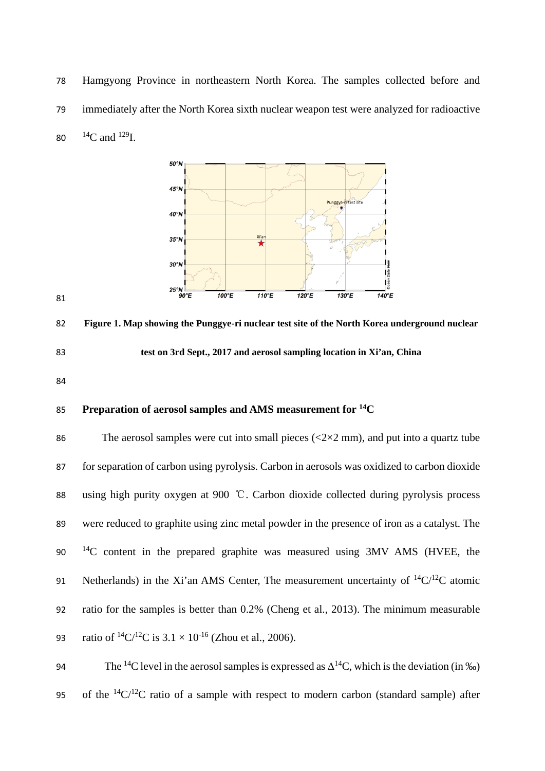Hamgyong Province in northeastern North Korea. The samples collected before and immediately after the North Korea sixth nuclear weapon test were analyzed for radioactive $^{14}C$ and $^{129}I$.

**Figure 1. Map showing the Punggye-ri nuclear test site of the North Korea underground nuclear test on 3rd Sept., 2017 and aerosol sampling location in Xi'an, China**

## Preparation of aerosol samples and AMS measurement for $^{14}C$

The aerosol samples were cut into small pieces (<2×2 mm), and put into a quartz tube for separation of carbon using pyrolysis. Carbon in aerosols was oxidized to carbon dioxide using high purity oxygen at 900 ℃. Carbon dioxide collected during pyrolysis process were reduced to graphite using zinc metal powder in the presence of iron as a catalyst. The $^{14}C$ content in the prepared graphite was measured using 3MV AMS (HVEE, the Netherlands) in the Xi'an AMS Center, The measurement uncertainty of $^{14}C/^{12}C$ atomic ratio for the samples is better than 0.2% (Cheng et al., 2013). The minimum measurable ratio of $^{14}C/^{12}C$ is $3.1 \times 10^{-16}$ (Zhou et al., 2006).

The $^{14}C$ level in the aerosol samples is expressed as $\Delta^{14}C$, which is the deviation (in ‰) of the $^{14}C/^{12}C$ ratio of a sample with respect to modern carbon (standard sample) after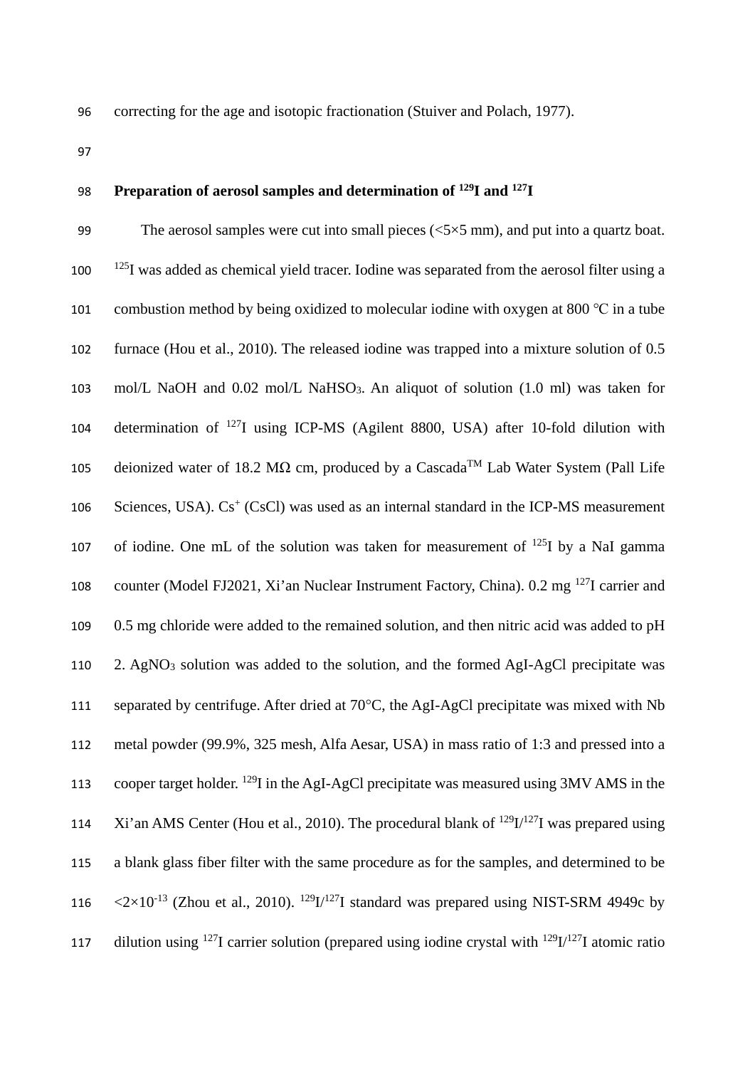correcting for the age and isotopic fractionation (Stuiver and Polach, 1977).

### Preparation of aerosol samples and determination of $^{129}$I and $^{127}$I

The aerosol samples were cut into small pieces (<5×5 mm), and put into a quartz boat. $^{125}$I was added as chemical yield tracer. Iodine was separated from the aerosol filter using a combustion method by being oxidized to molecular iodine with oxygen at 800 ℃ in a tube furnace (Hou et al., 2010). The released iodine was trapped into a mixture solution of 0.5 mol/L NaOH and 0.02 mol/L $NaHSO_3$. An aliquot of solution (1.0 ml) was taken for determination of $^{127}$I using ICP-MS (Agilent 8800, USA) after 10-fold dilution with deionized water of 18.2 MΩ cm, produced by a Cascada™ Lab Water System (Pall Life Sciences, USA). $Cs^+$ (CsCl) was used as an internal standard in the ICP-MS measurement of iodine. One mL of the solution was taken for measurement of $^{125}$I by a NaI gamma counter (Model FJ2021, Xi'an Nuclear Instrument Factory, China). 0.2 mg $^{127}$I carrier and 0.5 mg chloride were added to the remained solution, and then nitric acid was added to pH 2. $AgNO_3$ solution was added to the solution, and the formed AgI-AgCl precipitate was separated by centrifuge. After dried at 70°C, the AgI-AgCl precipitate was mixed with Nb metal powder (99.9%, 325 mesh, Alfa Aesar, USA) in mass ratio of 1:3 and pressed into a cooper target holder. $^{129}$I in the AgI-AgCl precipitate was measured using 3MV AMS in the Xi'an AMS Center (Hou et al., 2010). The procedural blank of $^{129}$I/$^{127}$I was prepared using a blank glass fiber filter with the same procedure as for the samples, and determined to be $<2\times10^{-13}$ (Zhou et al., 2010). $^{129}$I/$^{127}$I standard was prepared using NIST-SRM 4949c by dilution using $^{127}$I carrier solution (prepared using iodine crystal with $^{129}$I/$^{127}$I atomic ratio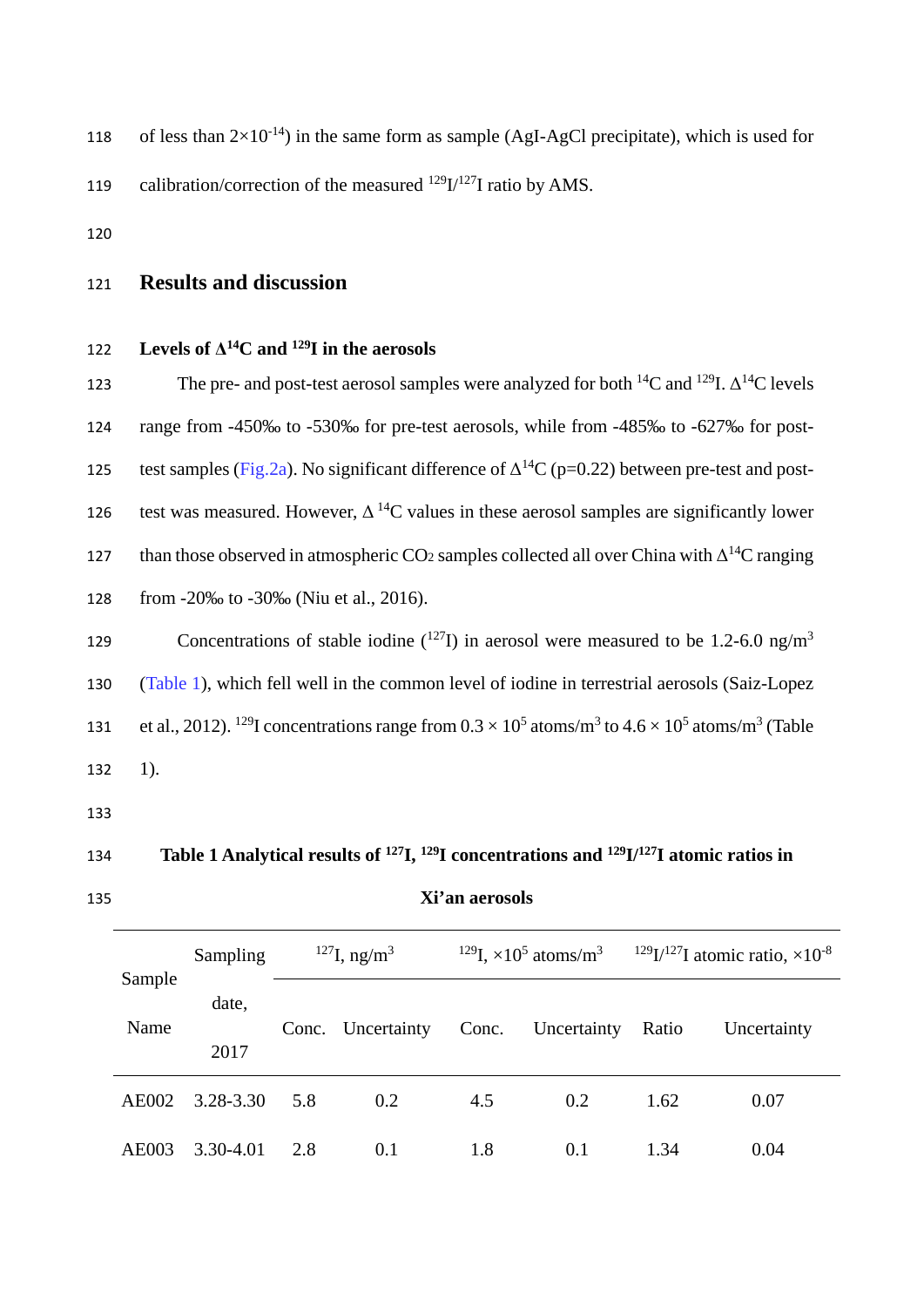of less than $2\times10^{-14}$) in the same form as sample (AgI-AgCl precipitate), which is used for calibration/correction of the measured $^{129}I/^{127}I$ ratio by AMS.

## Results and discussion

### Levels of $\Delta^{14}C$ and $^{129}I$ in the aerosols

The pre- and post-test aerosol samples were analyzed for both $^{14}C$ and $^{129}I$. $\Delta^{14}C$ levels range from -450‰ to -530‰ for pre-test aerosols, while from -485‰ to -627‰ for post-test samples (Fig.2a). No significant difference of $\Delta^{14}C$ ($p=0.22$) between pre-test and post-test was measured. However, $\Delta^{14}C$ values in these aerosol samples are significantly lower than those observed in atmospheric $CO_2$ samples collected all over China with $\Delta^{14}C$ ranging from -20‰ to -30‰ (Niu et al., 2016).

Concentrations of stable iodine ($^{127}I$) in aerosol were measured to be 1.2-6.0 ng/m$^3$ (Table 1), which fell well in the common level of iodine in terrestrial aerosols (Saiz-Lopez et al., 2012). $^{129}I$ concentrations range from $0.3\times10^5$ atoms/m$^3$ to $4.6\times10^5$ atoms/m$^3$ (Table 1).

**Table 1 Analytical results of $^{127}I$, $^{129}I$ concentrations and $^{129}I/^{127}I$ atomic ratios in Xi'an aerosols**

| Sample Name | Sampling date, 2017 | $^{127}I$, ng/m$^3$ | | $^{129}I$, $\times10^5$ atoms/m$^3$ | | $^{129}I/^{127}I$ atomic ratio, $\times10^{-8}$ | |
|---|---|---|---|---|---|---|---|
| | | Conc. | Uncertainty | Conc. | Uncertainty | Ratio | Uncertainty |
| AE002 | 3.28-3.30 | 5.8 | 0.2 | 4.5 | 0.2 | 1.62 | 0.07 |
| AE003 | 3.30-4.01 | 2.8 | 0.1 | 1.8 | 0.1 | 1.34 | 0.04 |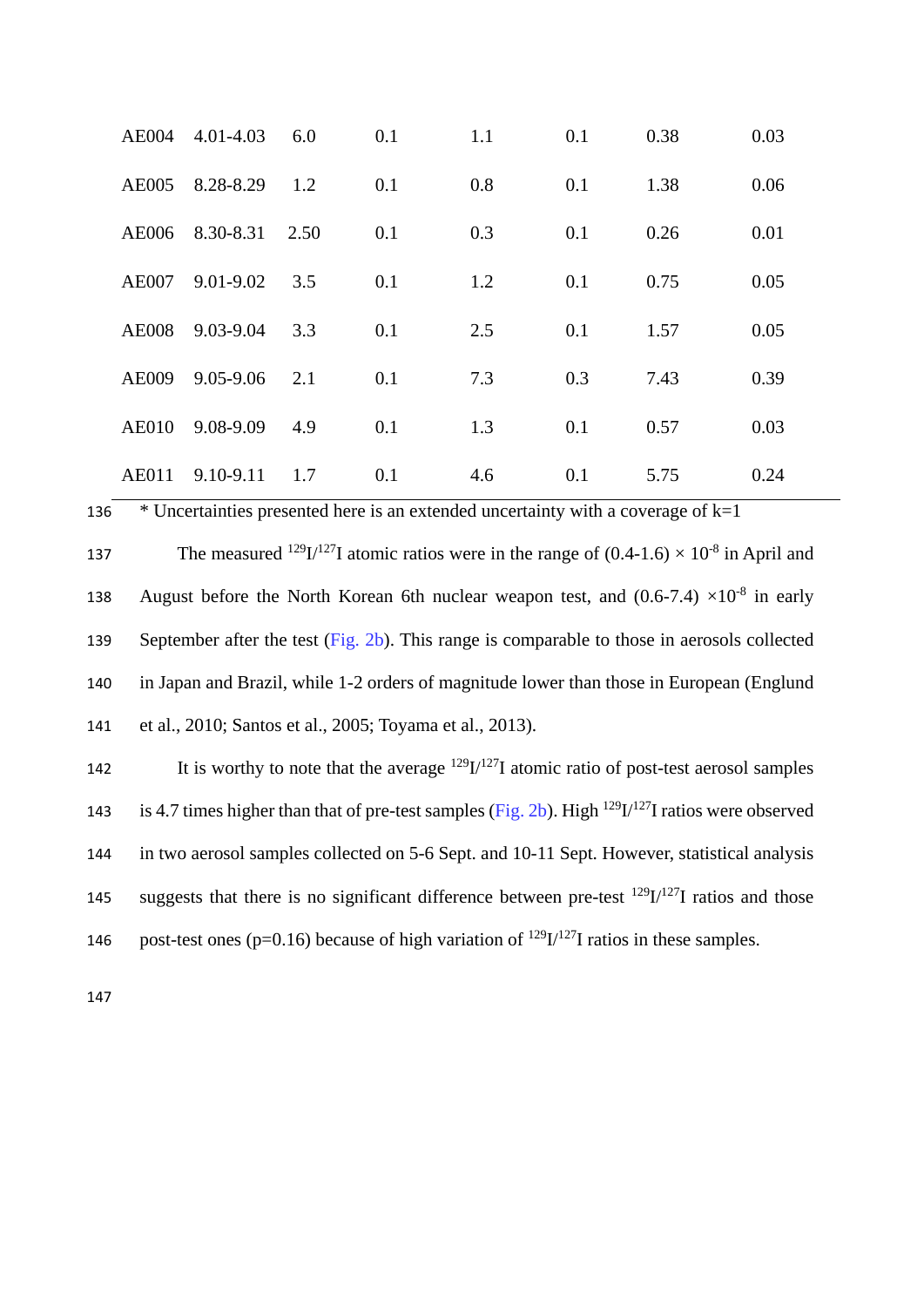| | | | | | | | |
|---|---|---|---|---|---|---|---|
| AE004 | 4.01-4.03 | 6.0 | 0.1 | 1.1 | 0.1 | 0.38 | 0.03 |
| AE005 | 8.28-8.29 | 1.2 | 0.1 | 0.8 | 0.1 | 1.38 | 0.06 |
| AE006 | 8.30-8.31 | 2.50 | 0.1 | 0.3 | 0.1 | 0.26 | 0.01 |
| AE007 | 9.01-9.02 | 3.5 | 0.1 | 1.2 | 0.1 | 0.75 | 0.05 |
| AE008 | 9.03-9.04 | 3.3 | 0.1 | 2.5 | 0.1 | 1.57 | 0.05 |
| AE009 | 9.05-9.06 | 2.1 | 0.1 | 7.3 | 0.3 | 7.43 | 0.39 |
| AE010 | 9.08-9.09 | 4.9 | 0.1 | 1.3 | 0.1 | 0.57 | 0.03 |
| AE011 | 9.10-9.11 | 1.7 | 0.1 | 4.6 | 0.1 | 5.75 | 0.24 |

136 * Uncertainties presented here is an extended uncertainty with a coverage of k=1

137 The measured $^{129}I/^{127}I$ atomic ratios were in the range of $(0.4\text{-}1.6) \times 10^{-8}$ in April and
138 August before the North Korean 6th nuclear weapon test, and $(0.6\text{-}7.4) \times 10^{-8}$ in early
139 September after the test (Fig. 2b). This range is comparable to those in aerosols collected
140 in Japan and Brazil, while 1-2 orders of magnitude lower than those in European (Englund
141 et al., 2010; Santos et al., 2005; Toyama et al., 2013).

142 It is worthy to note that the average $^{129}I/^{127}I$ atomic ratio of post-test aerosol samples
143 is 4.7 times higher than that of pre-test samples (Fig. 2b). High $^{129}I/^{127}I$ ratios were observed
144 in two aerosol samples collected on 5-6 Sept. and 10-11 Sept. However, statistical analysis
145 suggests that there is no significant difference between pre-test $^{129}I/^{127}I$ ratios and those
146 post-test ones ($p=0.16$) because of high variation of $^{129}I/^{127}I$ ratios in these samples.

147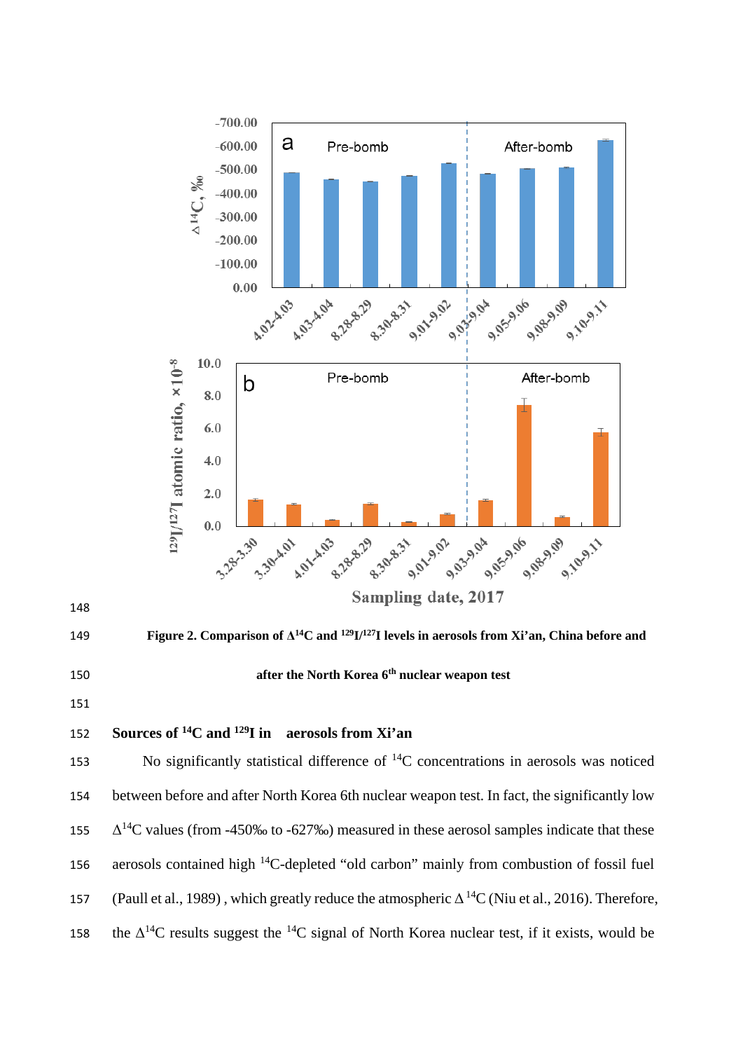Figure 2. Comparison of $\Delta^{14}C$ and $^{129}I/^{127}I$ levels in aerosols from Xi'an, China before and after the North Korea 6th nuclear weapon test

## Sources of $^{14}C$ and $^{129}I$ in aerosols from Xi'an

No significantly statistical difference of $^{14}C$ concentrations in aerosols was noticed between before and after North Korea 6th nuclear weapon test. In fact, the significantly low $\Delta^{14}C$ values (from -450‰ to -627‰) measured in these aerosol samples indicate that these aerosols contained high $^{14}C$-depleted "old carbon" mainly from combustion of fossil fuel (Paull et al., 1989) , which greatly reduce the atmospheric $\Delta^{14}C$ (Niu et al., 2016). Therefore, the $\Delta^{14}C$ results suggest the $^{14}C$ signal of North Korea nuclear test, if it exists, would be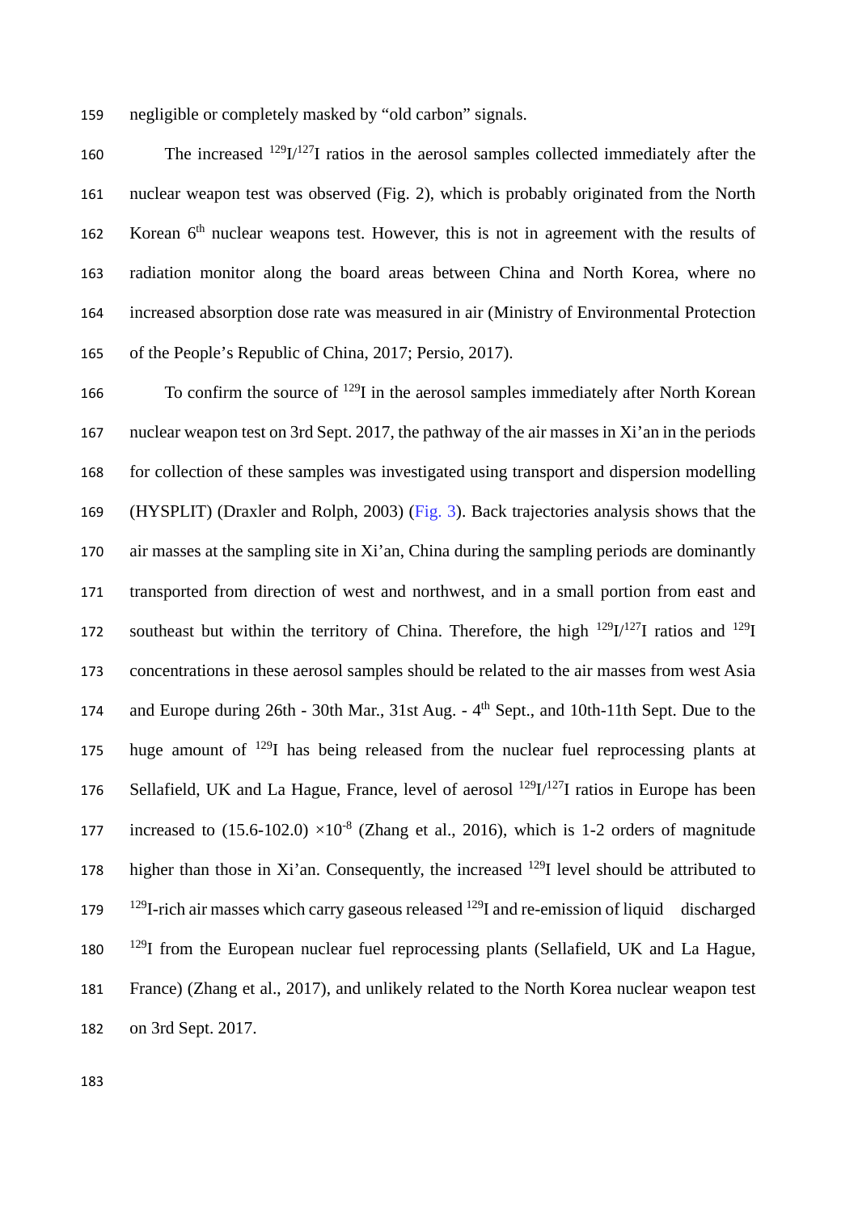negligible or completely masked by “old carbon” signals.

The increased $^{129}I/^{127}I$ ratios in the aerosol samples collected immediately after the nuclear weapon test was observed (Fig. 2), which is probably originated from the North Korean 6th nuclear weapons test. However, this is not in agreement with the results of radiation monitor along the board areas between China and North Korea, where no increased absorption dose rate was measured in air (Ministry of Environmental Protection of the People’s Republic of China, 2017; Persio, 2017).

To confirm the source of $^{129}I$ in the aerosol samples immediately after North Korean nuclear weapon test on 3rd Sept. 2017, the pathway of the air masses in Xi’an in the periods for collection of these samples was investigated using transport and dispersion modelling (HYSPLIT) (Draxler and Rolph, 2003) (Fig. 3). Back trajectories analysis shows that the air masses at the sampling site in Xi’an, China during the sampling periods are dominantly transported from direction of west and northwest, and in a small portion from east and southeast but within the territory of China. Therefore, the high $^{129}I/^{127}I$ ratios and $^{129}I$ concentrations in these aerosol samples should be related to the air masses from west Asia and Europe during 26th - 30th Mar., 31st Aug. - 4th Sept., and 10th-11th Sept. Due to the huge amount of $^{129}I$ has being released from the nuclear fuel reprocessing plants at Sellafield, UK and La Hague, France, level of aerosol $^{129}I/^{127}I$ ratios in Europe has been increased to (15.6-102.0) $\times10^{-8}$ (Zhang et al., 2016), which is 1-2 orders of magnitude higher than those in Xi’an. Consequently, the increased $^{129}I$ level should be attributed to $^{129}I$-rich air masses which carry gaseous released $^{129}I$ and re-emission of liquid discharged $^{129}I$ from the European nuclear fuel reprocessing plants (Sellafield, UK and La Hague, France) (Zhang et al., 2017), and unlikely related to the North Korea nuclear weapon test on 3rd Sept. 2017.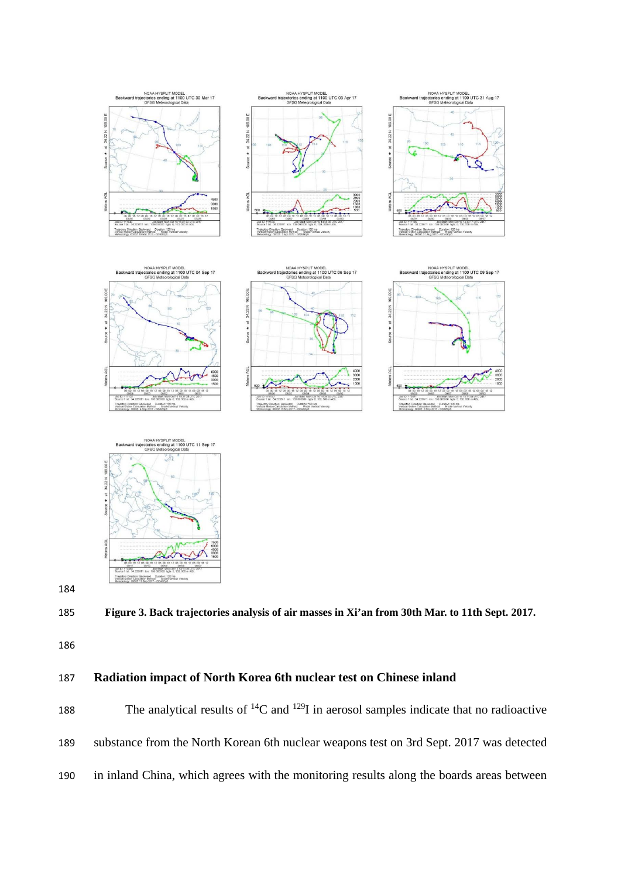**Figure 3. Back trajectories analysis of air masses in Xi'an from 30th Mar. to 11th Sept. 2017.**

## Radiation impact of North Korea 6th nuclear test on Chinese inland

The analytical results of $^{14}C$ and $^{129}I$ in aerosol samples indicate that no radioactive substance from the North Korean 6th nuclear weapons test on 3rd Sept. 2017 was detected in inland China, which agrees with the monitoring results along the boards areas between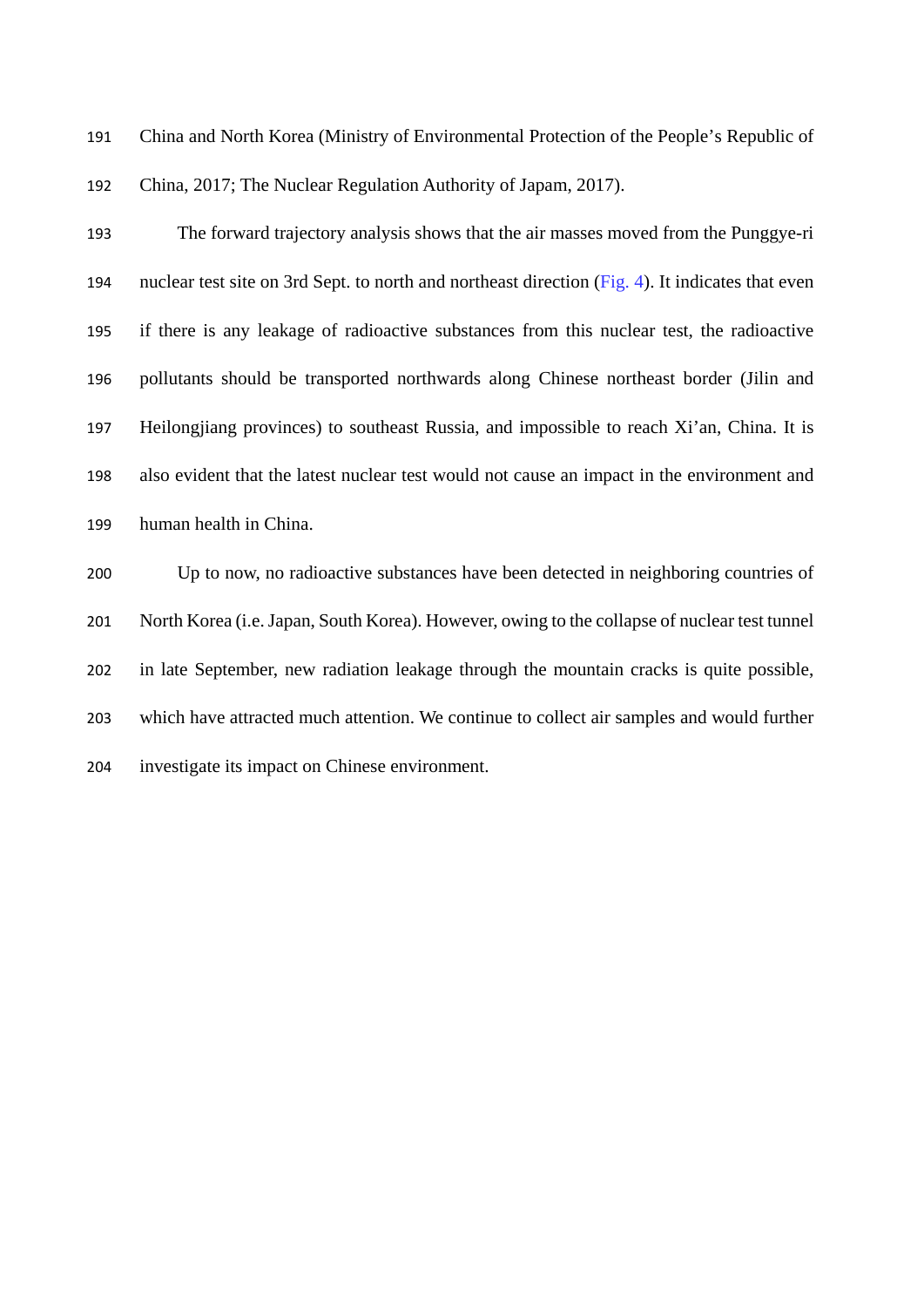China and North Korea (Ministry of Environmental Protection of the People's Republic of China, 2017; The Nuclear Regulation Authority of Japam, 2017).

The forward trajectory analysis shows that the air masses moved from the Punggye-ri nuclear test site on 3rd Sept. to north and northeast direction (Fig. 4). It indicates that even if there is any leakage of radioactive substances from this nuclear test, the radioactive pollutants should be transported northwards along Chinese northeast border (Jilin and Heilongjiang provinces) to southeast Russia, and impossible to reach Xi'an, China. It is also evident that the latest nuclear test would not cause an impact in the environment and human health in China.

Up to now, no radioactive substances have been detected in neighboring countries of North Korea (i.e. Japan, South Korea). However, owing to the collapse of nuclear test tunnel in late September, new radiation leakage through the mountain cracks is quite possible, which have attracted much attention. We continue to collect air samples and would further investigate its impact on Chinese environment.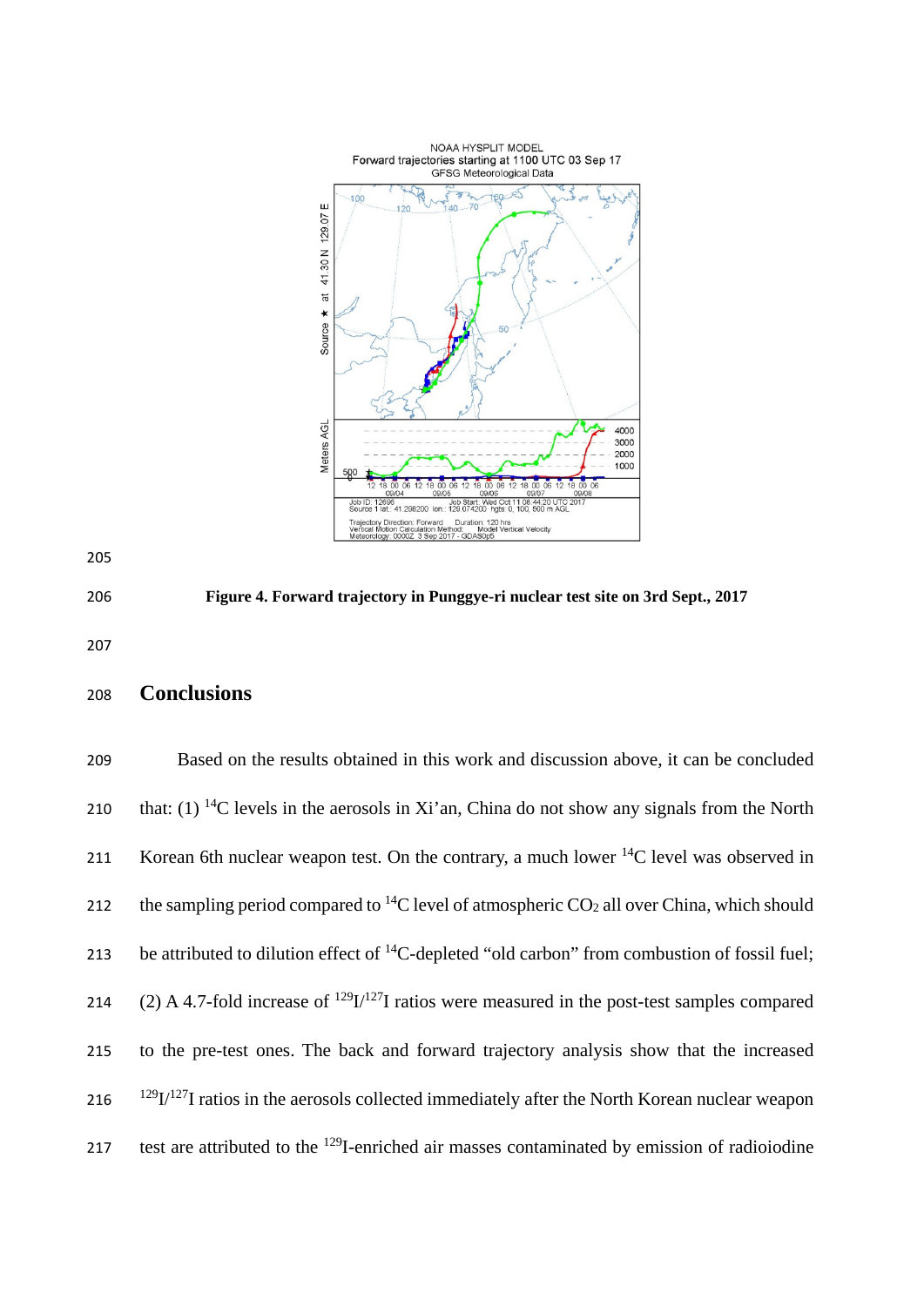Figure 4. Forward trajectory in Punggye-ri nuclear test site on 3rd Sept., 2017

## Conclusions

Based on the results obtained in this work and discussion above, it can be concluded that: (1) $^{14}C$ levels in the aerosols in Xi'an, China do not show any signals from the North Korean 6th nuclear weapon test. On the contrary, a much lower $^{14}C$ level was observed in the sampling period compared to $^{14}C$ level of atmospheric $CO_2$ all over China, which should be attributed to dilution effect of $^{14}C$-depleted "old carbon" from combustion of fossil fuel; (2) A 4.7-fold increase of $^{129}I/^{127}I$ ratios were measured in the post-test samples compared to the pre-test ones. The back and forward trajectory analysis show that the increased $^{129}I/^{127}I$ ratios in the aerosols collected immediately after the North Korean nuclear weapon test are attributed to the $^{129}I$-enriched air masses contaminated by emission of radioiodine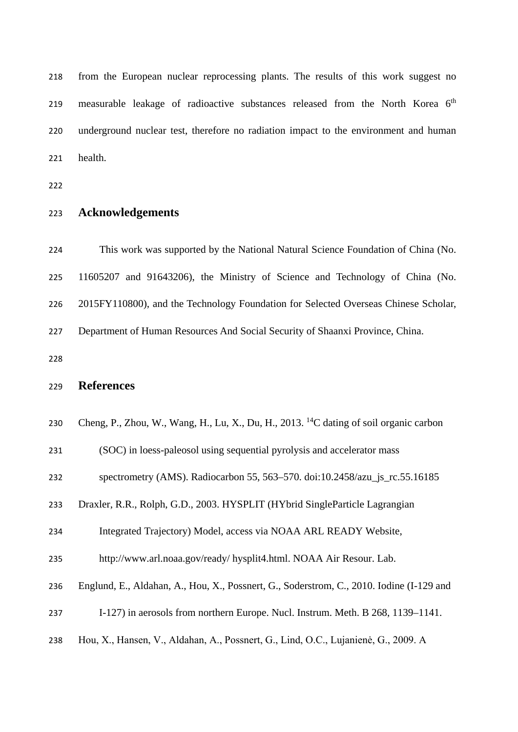from the European nuclear reprocessing plants. The results of this work suggest no measurable leakage of radioactive substances released from the North Korea 6$^{th}$ underground nuclear test, therefore no radiation impact to the environment and human health.

## Acknowledgements

This work was supported by the National Natural Science Foundation of China (No. 11605207 and 91643206), the Ministry of Science and Technology of China (No. 2015FY110800), and the Technology Foundation for Selected Overseas Chinese Scholar, Department of Human Resources And Social Security of Shaanxi Province, China.

## References

Cheng, P., Zhou, W., Wang, H., Lu, X., Du, H., 2013. $^{14}$C dating of soil organic carbon (SOC) in loess-paleosol using sequential pyrolysis and accelerator mass spectrometry (AMS). Radiocarbon 55, 563–570. doi:10.2458/azu_js_rc.55.16185

Draxler, R.R., Rolph, G.D., 2003. HYSPLIT (HYbrid SingleParticle Lagrangian Integrated Trajectory) Model, access via NOAA ARL READY Website, http://www.arl.noaa.gov/ready/ hysplit4.html. NOAA Air Resour. Lab.

Englund, E., Aldahan, A., Hou, X., Possnert, G., Soderstrom, C., 2010. Iodine (I-129 and I-127) in aerosols from northern Europe. Nucl. Instrum. Meth. B 268, 1139–1141.

Hou, X., Hansen, V., Aldahan, A., Possnert, G., Lind, O.C., Lujanienė, G., 2009. A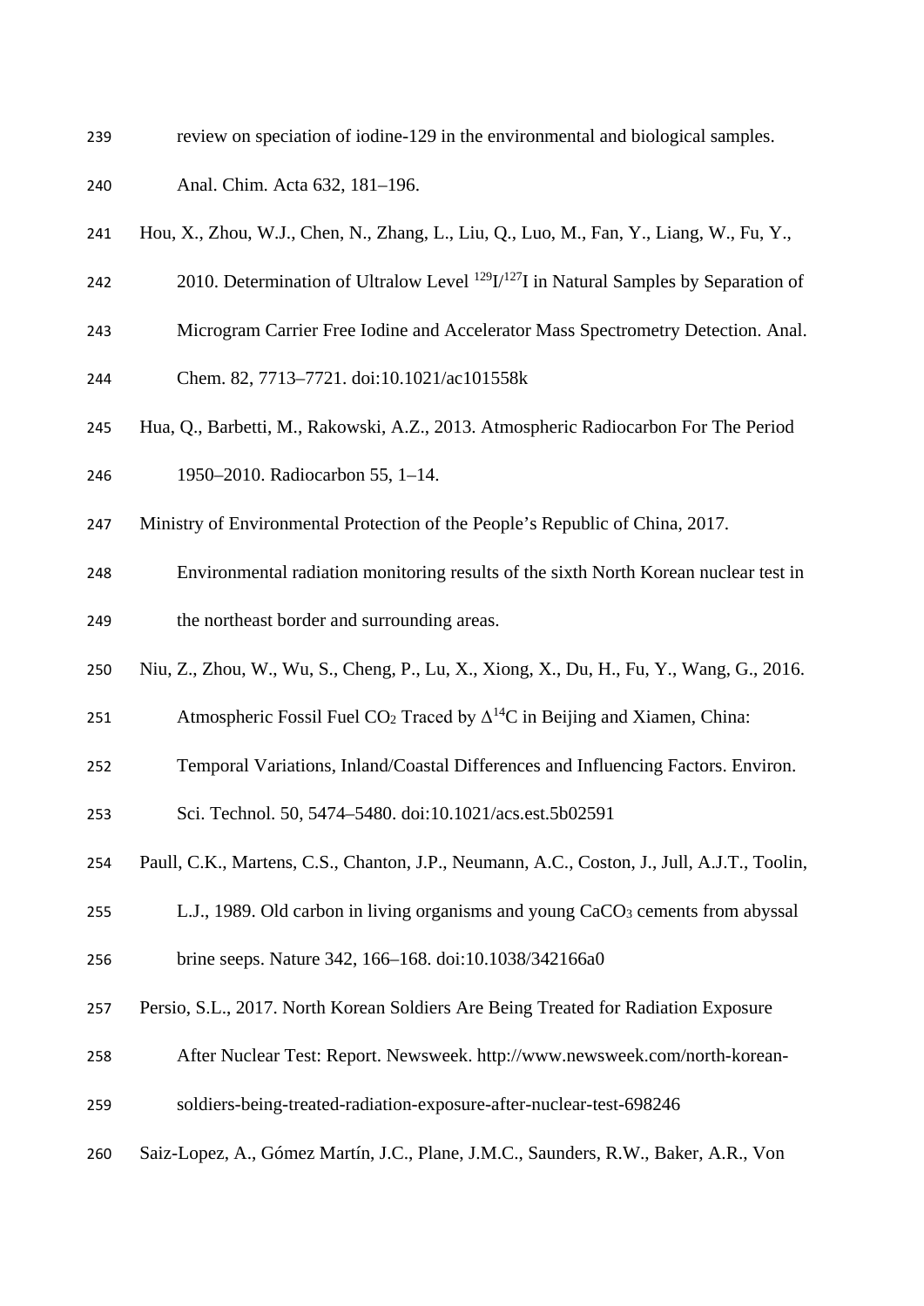review on speciation of iodine-129 in the environmental and biological samples. Anal. Chim. Acta 632, 181–196.

Hou, X., Zhou, W.J., Chen, N., Zhang, L., Liu, Q., Luo, M., Fan, Y., Liang, W., Fu, Y., 2010. Determination of Ultralow Level $^{129}I/^{127}I$ in Natural Samples by Separation of Microgram Carrier Free Iodine and Accelerator Mass Spectrometry Detection. Anal. Chem. 82, 7713–7721. doi:10.1021/ac101558k

Hua, Q., Barbetti, M., Rakowski, A.Z., 2013. Atmospheric Radiocarbon For The Period 1950–2010. Radiocarbon 55, 1–14.

Ministry of Environmental Protection of the People's Republic of China, 2017. Environmental radiation monitoring results of the sixth North Korean nuclear test in the northeast border and surrounding areas.

Niu, Z., Zhou, W., Wu, S., Cheng, P., Lu, X., Xiong, X., Du, H., Fu, Y., Wang, G., 2016. Atmospheric Fossil Fuel $CO_2$ Traced by $\Delta^{14}C$ in Beijing and Xiamen, China: Temporal Variations, Inland/Coastal Differences and Influencing Factors. Environ. Sci. Technol. 50, 5474–5480. doi:10.1021/acs.est.5b02591

Paull, C.K., Martens, C.S., Chanton, J.P., Neumann, A.C., Coston, J., Jull, A.J.T., Toolin, L.J., 1989. Old carbon in living organisms and young $CaCO_3$ cements from abyssal brine seeps. Nature 342, 166–168. doi:10.1038/342166a0

Persio, S.L., 2017. North Korean Soldiers Are Being Treated for Radiation Exposure After Nuclear Test: Report. Newsweek. http://www.newsweek.com/north-korean-soldiers-being-treated-radiation-exposure-after-nuclear-test-698246

Saiz-Lopez, A., Gómez Martín, J.C., Plane, J.M.C., Saunders, R.W., Baker, A.R., Von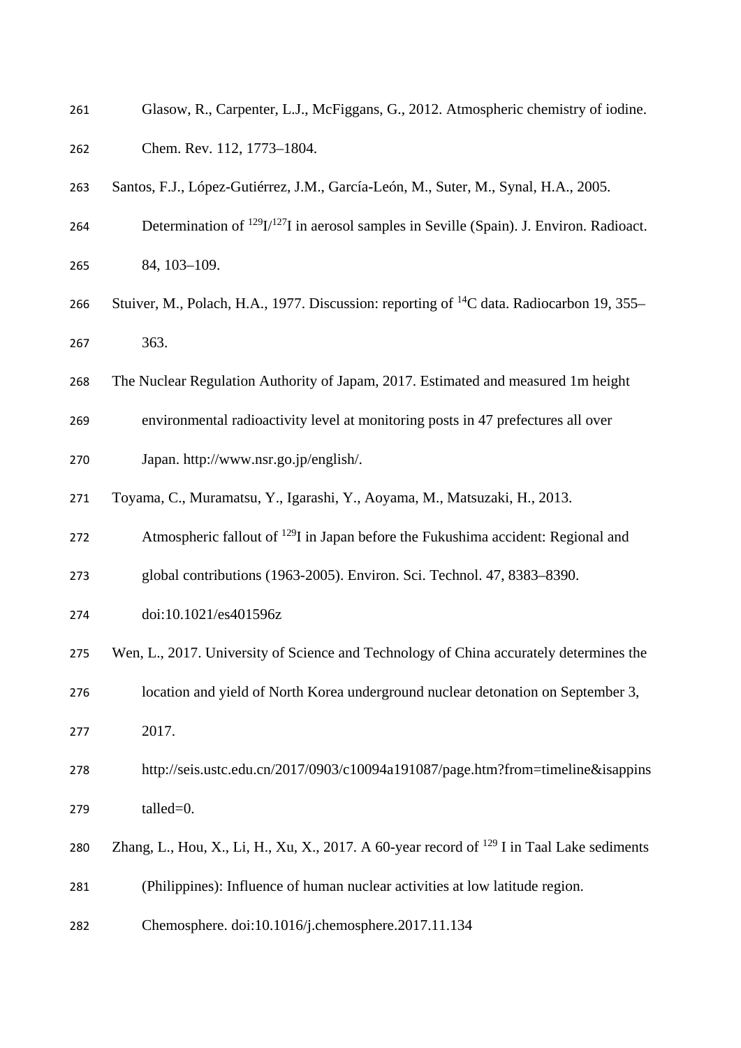Glasow, R., Carpenter, L.J., McFiggans, G., 2012. Atmospheric chemistry of iodine. Chem. Rev. 112, 1773–1804.

Santos, F.J., López-Gutiérrez, J.M., García-León, M., Suter, M., Synal, H.A., 2005. Determination of $^{129}I/^{127}I$ in aerosol samples in Seville (Spain). J. Environ. Radioact. 84, 103–109.

Stuiver, M., Polach, H.A., 1977. Discussion: reporting of $^{14}C$ data. Radiocarbon 19, 355–363.

The Nuclear Regulation Authority of Japam, 2017. Estimated and measured 1m height environmental radioactivity level at monitoring posts in 47 prefectures all over Japan. http://www.nsr.go.jp/english/.

Toyama, C., Muramatsu, Y., Igarashi, Y., Aoyama, M., Matsuzaki, H., 2013. Atmospheric fallout of $^{129}I$ in Japan before the Fukushima accident: Regional and global contributions (1963-2005). Environ. Sci. Technol. 47, 8383–8390. doi:10.1021/es401596z

Wen, L., 2017. University of Science and Technology of China accurately determines the location and yield of North Korea underground nuclear detonation on September 3, 2017. http://seis.ustc.edu.cn/2017/0903/c10094a191087/page.htm?from=timeline&isappinstalled=0.

Zhang, L., Hou, X., Li, H., Xu, X., 2017. A 60-year record of $^{129}I$ in Taal Lake sediments (Philippines): Influence of human nuclear activities at low latitude region. Chemosphere. doi:10.1016/j.chemosphere.2017.11.134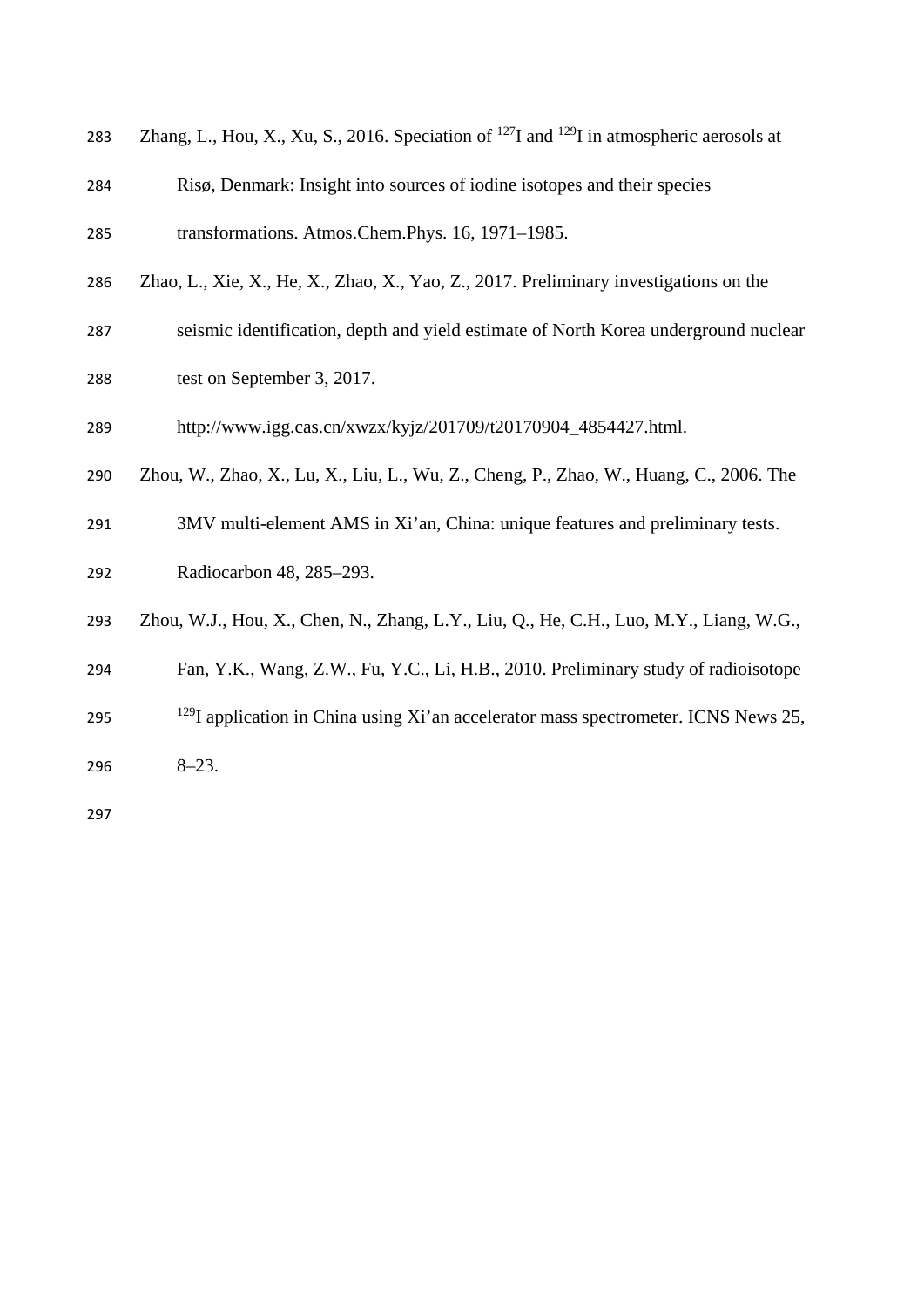Zhang, L., Hou, X., Xu, S., 2016. Speciation of $^{127}$I and $^{129}$I in atmospheric aerosols at Risø, Denmark: Insight into sources of iodine isotopes and their species transformations. Atmos.Chem.Phys. 16, 1971–1985.

Zhao, L., Xie, X., He, X., Zhao, X., Yao, Z., 2017. Preliminary investigations on the seismic identification, depth and yield estimate of North Korea underground nuclear test on September 3, 2017. http://www.igg.cas.cn/xwzx/kyjz/201709/t20170904_4854427.html.

Zhou, W., Zhao, X., Lu, X., Liu, L., Wu, Z., Cheng, P., Zhao, W., Huang, C., 2006. The 3MV multi-element AMS in Xi'an, China: unique features and preliminary tests. Radiocarbon 48, 285–293.

Zhou, W.J., Hou, X., Chen, N., Zhang, L.Y., Liu, Q., He, C.H., Luo, M.Y., Liang, W.G., Fan, Y.K., Wang, Z.W., Fu, Y.C., Li, H.B., 2010. Preliminary study of radioisotope $^{129}$I application in China using Xi'an accelerator mass spectrometer. ICNS News 25, 8–23.